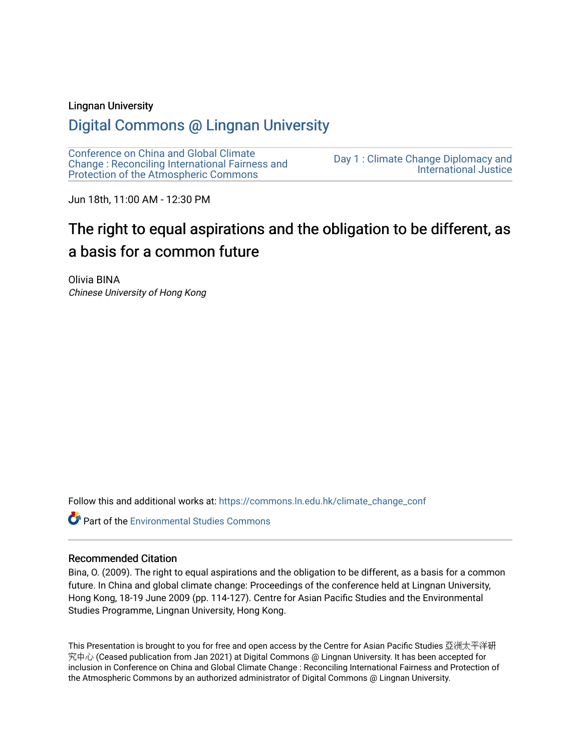Lingnan University

# Digital Commons @ Lingnan University

Conference on China and Global Climate Change : Reconciling International Fairness and Protection of the Atmospheric Commons

Day 1 : Climate Change Diplomacy and International Justice

Jun 18th, 11:00 AM - 12:30 PM

## The right to equal aspirations and the obligation to be different, as a basis for a common future

Olivia BINA
*Chinese University of Hong Kong*

Follow this and additional works at: https://commons.ln.edu.hk/climate_change_conf

Part of the Environmental Studies Commons

### Recommended Citation

Bina, O. (2009). The right to equal aspirations and the obligation to be different, as a basis for a common future. In China and global climate change: Proceedings of the conference held at Lingnan University, Hong Kong, 18-19 June 2009 (pp. 114-127). Centre for Asian Pacific Studies and the Environmental Studies Programme, Lingnan University, Hong Kong.

This Presentation is brought to you for free and open access by the Centre for Asian Pacific Studies 亞洲太平洋研究中心 (Ceased publication from Jan 2021) at Digital Commons @ Lingnan University. It has been accepted for inclusion in Conference on China and Global Climate Change : Reconciling International Fairness and Protection of the Atmospheric Commons by an authorized administrator of Digital Commons @ Lingnan University.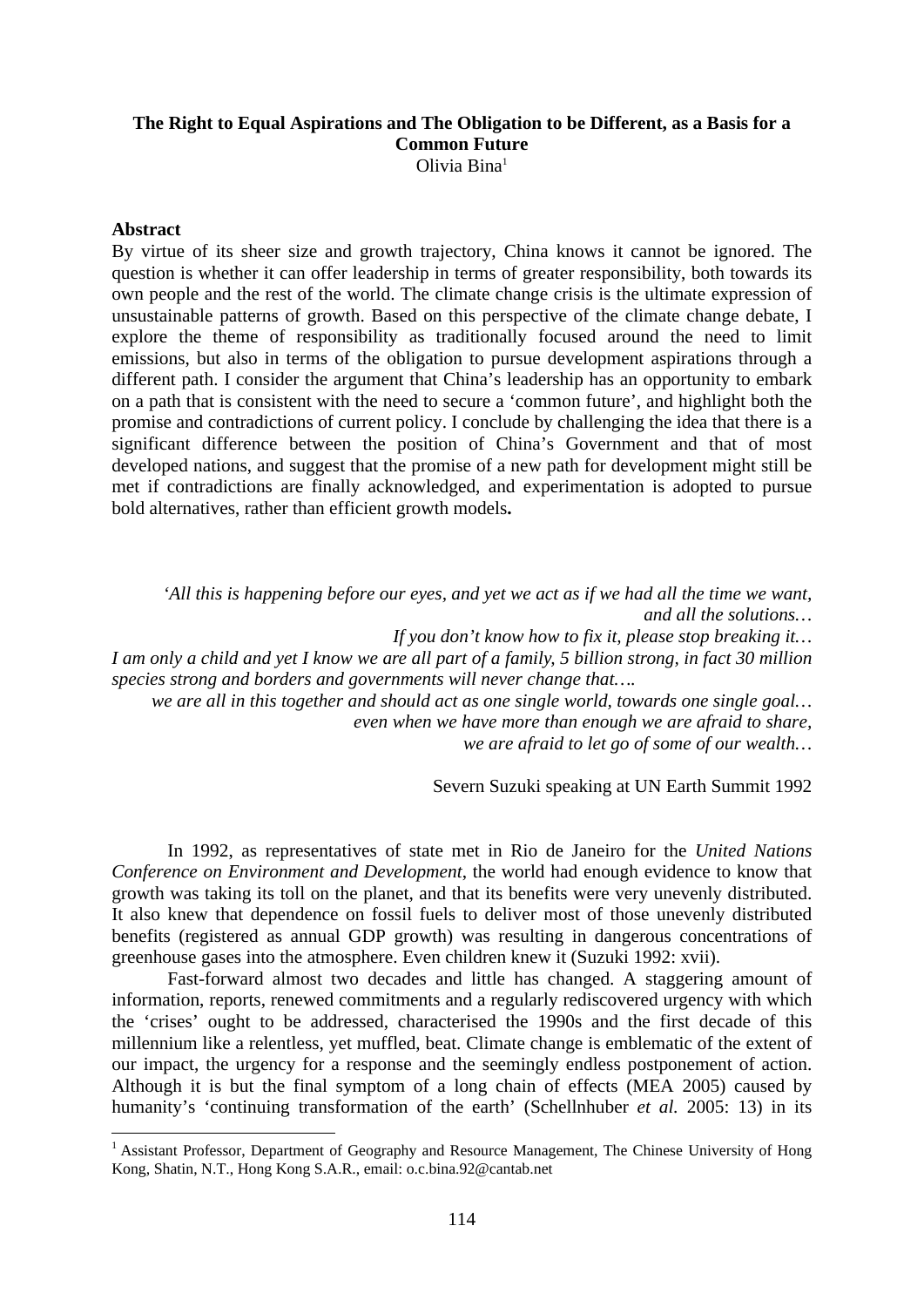**The Right to Equal Aspirations and The Obligation to be Different, as a Basis for a Common Future**

Olivia Bina[1]

**Abstract**

By virtue of its sheer size and growth trajectory, China knows it cannot be ignored. The question is whether it can offer leadership in terms of greater responsibility, both towards its own people and the rest of the world. The climate change crisis is the ultimate expression of unsustainable patterns of growth. Based on this perspective of the climate change debate, I explore the theme of responsibility as traditionally focused around the need to limit emissions, but also in terms of the obligation to pursue development aspirations through a different path. I consider the argument that China's leadership has an opportunity to embark on a path that is consistent with the need to secure a 'common future', and highlight both the promise and contradictions of current policy. I conclude by challenging the idea that there is a significant difference between the position of China's Government and that of most developed nations, and suggest that the promise of a new path for development might still be met if contradictions are finally acknowledged, and experimentation is adopted to pursue bold alternatives, rather than efficient growth models**.**

> '*All this is happening before our eyes, and yet we act as if we had all the time we want, and all the solutions…*
>
> *If you don't know how to fix it, please stop breaking it…*
>
> *I am only a child and yet I know we are all part of a family, 5 billion strong, in fact 30 million species strong and borders and governments will never change that….*
>
> *we are all in this together and should act as one single world, towards one single goal…*
>
> *even when we have more than enough we are afraid to share,*
>
> *we are afraid to let go of some of our wealth…*
>
> Severn Suzuki speaking at UN Earth Summit 1992

In 1992, as representatives of state met in Rio de Janeiro for the *United Nations Conference on Environment and Development*, the world had enough evidence to know that growth was taking its toll on the planet, and that its benefits were very unevenly distributed. It also knew that dependence on fossil fuels to deliver most of those unevenly distributed benefits (registered as annual GDP growth) was resulting in dangerous concentrations of greenhouse gases into the atmosphere. Even children knew it (Suzuki 1992: xvii).

Fast-forward almost two decades and little has changed. A staggering amount of information, reports, renewed commitments and a regularly rediscovered urgency with which the 'crises' ought to be addressed, characterised the 1990s and the first decade of this millennium like a relentless, yet muffled, beat. Climate change is emblematic of the extent of our impact, the urgency for a response and the seemingly endless postponement of action. Although it is but the final symptom of a long chain of effects (MEA 2005) caused by humanity's 'continuing transformation of the earth' (Schellnhuber *et al.* 2005: 13) in its

[1] Assistant Professor, Department of Geography and Resource Management, The Chinese University of Hong Kong, Shatin, N.T., Hong Kong S.A.R., email: o.c.bina.92@cantab.net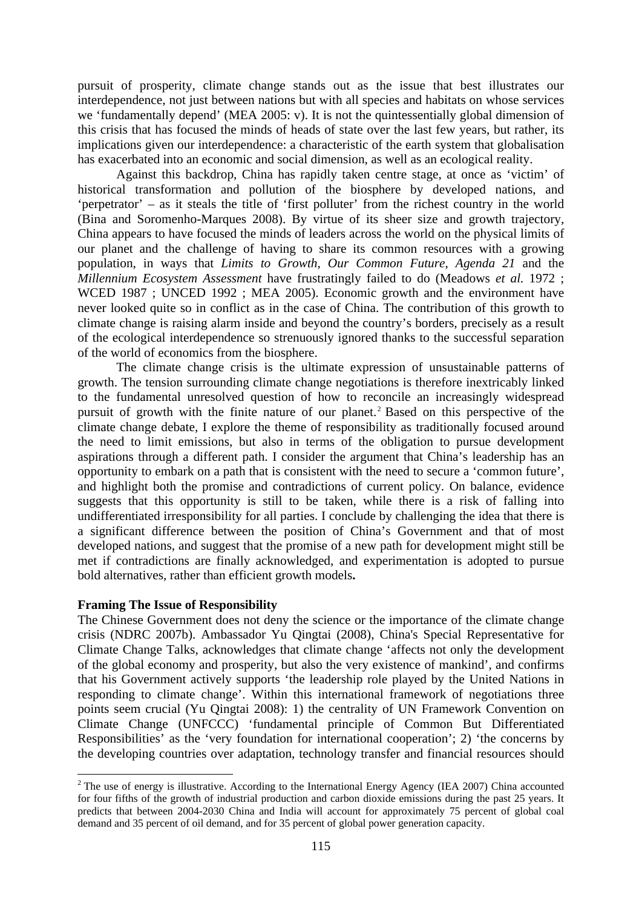pursuit of prosperity, climate change stands out as the issue that best illustrates our interdependence, not just between nations but with all species and habitats on whose services we 'fundamentally depend' (MEA 2005: v). It is not the quintessentially global dimension of this crisis that has focused the minds of heads of state over the last few years, but rather, its implications given our interdependence: a characteristic of the earth system that globalisation has exacerbated into an economic and social dimension, as well as an ecological reality.

Against this backdrop, China has rapidly taken centre stage, at once as 'victim' of historical transformation and pollution of the biosphere by developed nations, and 'perpetrator' – as it steals the title of 'first polluter' from the richest country in the world (Bina and Soromenho-Marques 2008). By virtue of its sheer size and growth trajectory, China appears to have focused the minds of leaders across the world on the physical limits of our planet and the challenge of having to share its common resources with a growing population, in ways that *Limits to Growth*, *Our Common Future*, *Agenda 21* and the *Millennium Ecosystem Assessment* have frustratingly failed to do (Meadows *et al.* 1972 ; WCED 1987 ; UNCED 1992 ; MEA 2005). Economic growth and the environment have never looked quite so in conflict as in the case of China. The contribution of this growth to climate change is raising alarm inside and beyond the country's borders, precisely as a result of the ecological interdependence so strenuously ignored thanks to the successful separation of the world of economics from the biosphere.

The climate change crisis is the ultimate expression of unsustainable patterns of growth. The tension surrounding climate change negotiations is therefore inextricably linked to the fundamental unresolved question of how to reconcile an increasingly widespread pursuit of growth with the finite nature of our planet.[2] Based on this perspective of the climate change debate, I explore the theme of responsibility as traditionally focused around the need to limit emissions, but also in terms of the obligation to pursue development aspirations through a different path. I consider the argument that China's leadership has an opportunity to embark on a path that is consistent with the need to secure a 'common future', and highlight both the promise and contradictions of current policy. On balance, evidence suggests that this opportunity is still to be taken, while there is a risk of falling into undifferentiated irresponsibility for all parties. I conclude by challenging the idea that there is a significant difference between the position of China's Government and that of most developed nations, and suggest that the promise of a new path for development might still be met if contradictions are finally acknowledged, and experimentation is adopted to pursue bold alternatives, rather than efficient growth models**.**

## Framing The Issue of Responsibility

The Chinese Government does not deny the science or the importance of the climate change crisis (NDRC 2007b). Ambassador Yu Qingtai (2008), China's Special Representative for Climate Change Talks, acknowledges that climate change 'affects not only the development of the global economy and prosperity, but also the very existence of mankind', and confirms that his Government actively supports 'the leadership role played by the United Nations in responding to climate change'. Within this international framework of negotiations three points seem crucial (Yu Qingtai 2008): 1) the centrality of UN Framework Convention on Climate Change (UNFCCC) 'fundamental principle of Common But Differentiated Responsibilities' as the 'very foundation for international cooperation'; 2) 'the concerns by the developing countries over adaptation, technology transfer and financial resources should

[2] The use of energy is illustrative. According to the International Energy Agency (IEA 2007) China accounted for four fifths of the growth of industrial production and carbon dioxide emissions during the past 25 years. It predicts that between 2004-2030 China and India will account for approximately 75 percent of global coal demand and 35 percent of oil demand, and for 35 percent of global power generation capacity.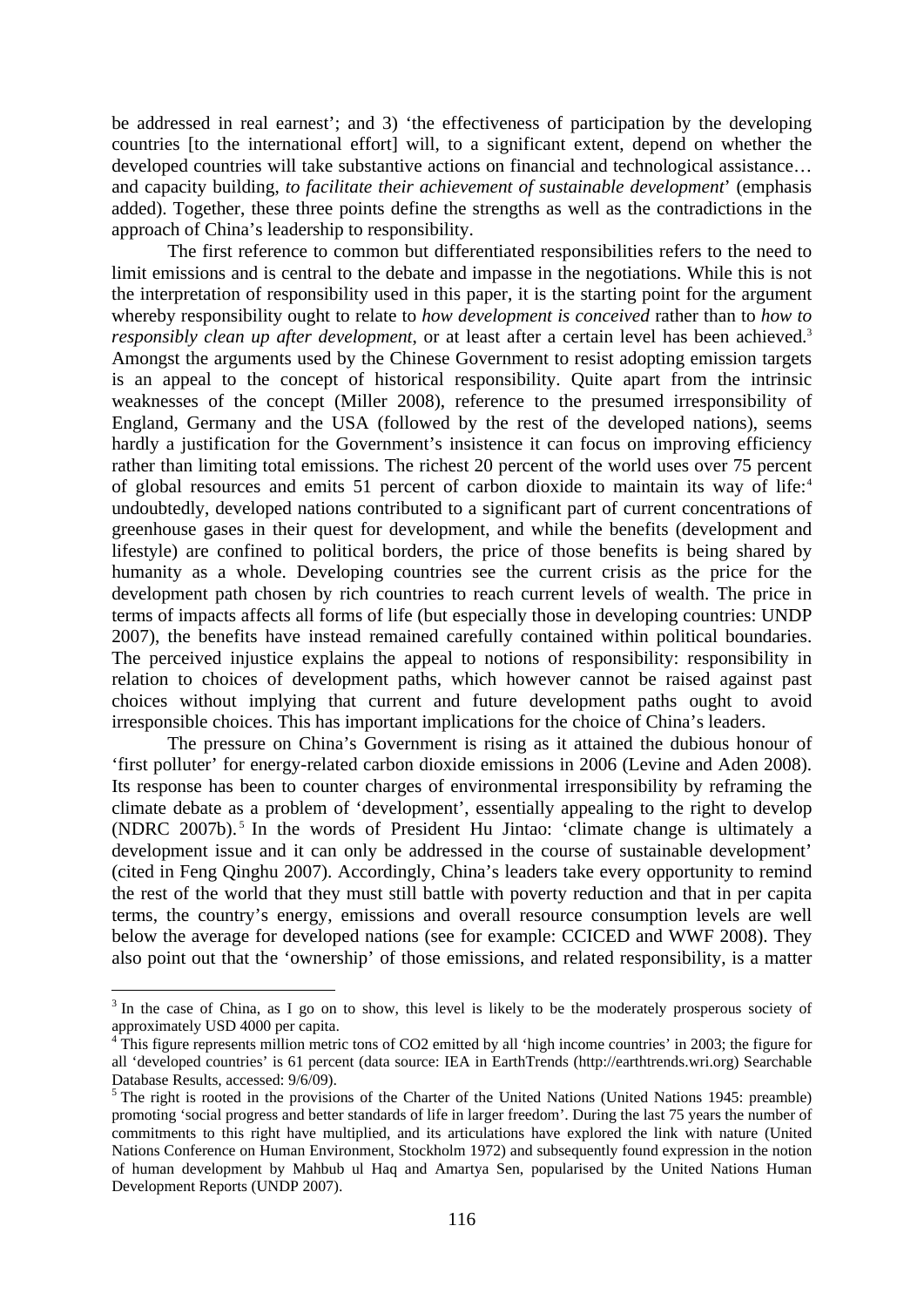be addressed in real earnest'; and 3) 'the effectiveness of participation by the developing countries [to the international effort] will, to a significant extent, depend on whether the developed countries will take substantive actions on financial and technological assistance… and capacity building, *to facilitate their achievement of sustainable development*' (emphasis added). Together, these three points define the strengths as well as the contradictions in the approach of China's leadership to responsibility.

The first reference to common but differentiated responsibilities refers to the need to limit emissions and is central to the debate and impasse in the negotiations. While this is not the interpretation of responsibility used in this paper, it is the starting point for the argument whereby responsibility ought to relate to *how development is conceived* rather than to *how to responsibly clean up after development*, or at least after a certain level has been achieved.[3] Amongst the arguments used by the Chinese Government to resist adopting emission targets is an appeal to the concept of historical responsibility. Quite apart from the intrinsic weaknesses of the concept (Miller 2008), reference to the presumed irresponsibility of England, Germany and the USA (followed by the rest of the developed nations), seems hardly a justification for the Government's insistence it can focus on improving efficiency rather than limiting total emissions. The richest 20 percent of the world uses over 75 percent of global resources and emits 51 percent of carbon dioxide to maintain its way of life:[4] undoubtedly, developed nations contributed to a significant part of current concentrations of greenhouse gases in their quest for development, and while the benefits (development and lifestyle) are confined to political borders, the price of those benefits is being shared by humanity as a whole. Developing countries see the current crisis as the price for the development path chosen by rich countries to reach current levels of wealth. The price in terms of impacts affects all forms of life (but especially those in developing countries: UNDP 2007), the benefits have instead remained carefully contained within political boundaries. The perceived injustice explains the appeal to notions of responsibility: responsibility in relation to choices of development paths, which however cannot be raised against past choices without implying that current and future development paths ought to avoid irresponsible choices. This has important implications for the choice of China's leaders.

The pressure on China's Government is rising as it attained the dubious honour of 'first polluter' for energy-related carbon dioxide emissions in 2006 (Levine and Aden 2008). Its response has been to counter charges of environmental irresponsibility by reframing the climate debate as a problem of 'development', essentially appealing to the right to develop (NDRC 2007b).[5] In the words of President Hu Jintao: 'climate change is ultimately a development issue and it can only be addressed in the course of sustainable development' (cited in Feng Qinghu 2007). Accordingly, China's leaders take every opportunity to remind the rest of the world that they must still battle with poverty reduction and that in per capita terms, the country's energy, emissions and overall resource consumption levels are well below the average for developed nations (see for example: CCICED and WWF 2008). They also point out that the 'ownership' of those emissions, and related responsibility, is a matter

---

[3] In the case of China, as I go on to show, this level is likely to be the moderately prosperous society of approximately USD 4000 per capita.

[4] This figure represents million metric tons of CO2 emitted by all 'high income countries' in 2003; the figure for all 'developed countries' is 61 percent (data source: IEA in EarthTrends (http://earthtrends.wri.org) Searchable Database Results, accessed: 9/6/09).

[5] The right is rooted in the provisions of the Charter of the United Nations (United Nations 1945: preamble) promoting 'social progress and better standards of life in larger freedom'. During the last 75 years the number of commitments to this right have multiplied, and its articulations have explored the link with nature (United Nations Conference on Human Environment, Stockholm 1972) and subsequently found expression in the notion of human development by Mahbub ul Haq and Amartya Sen, popularised by the United Nations Human Development Reports (UNDP 2007).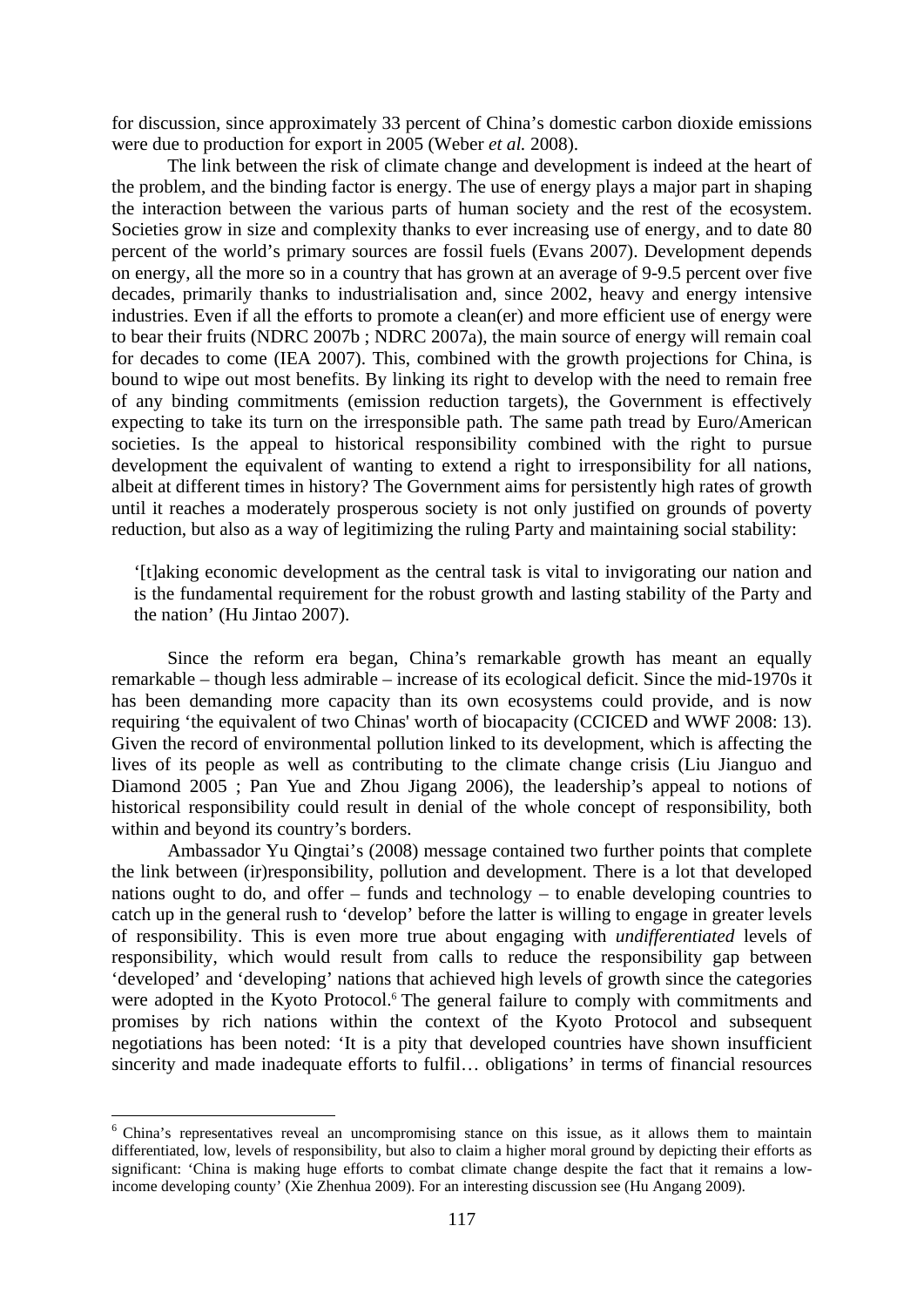for discussion, since approximately 33 percent of China's domestic carbon dioxide emissions were due to production for export in 2005 (Weber *et al.* 2008).

The link between the risk of climate change and development is indeed at the heart of the problem, and the binding factor is energy. The use of energy plays a major part in shaping the interaction between the various parts of human society and the rest of the ecosystem. Societies grow in size and complexity thanks to ever increasing use of energy, and to date 80 percent of the world's primary sources are fossil fuels (Evans 2007). Development depends on energy, all the more so in a country that has grown at an average of 9-9.5 percent over five decades, primarily thanks to industrialisation and, since 2002, heavy and energy intensive industries. Even if all the efforts to promote a clean(er) and more efficient use of energy were to bear their fruits (NDRC 2007b ; NDRC 2007a), the main source of energy will remain coal for decades to come (IEA 2007). This, combined with the growth projections for China, is bound to wipe out most benefits. By linking its right to develop with the need to remain free of any binding commitments (emission reduction targets), the Government is effectively expecting to take its turn on the irresponsible path. The same path tread by Euro/American societies. Is the appeal to historical responsibility combined with the right to pursue development the equivalent of wanting to extend a right to irresponsibility for all nations, albeit at different times in history? The Government aims for persistently high rates of growth until it reaches a moderately prosperous society is not only justified on grounds of poverty reduction, but also as a way of legitimizing the ruling Party and maintaining social stability:

> '[t]aking economic development as the central task is vital to invigorating our nation and is the fundamental requirement for the robust growth and lasting stability of the Party and the nation' (Hu Jintao 2007).

Since the reform era began, China's remarkable growth has meant an equally remarkable – though less admirable – increase of its ecological deficit. Since the mid-1970s it has been demanding more capacity than its own ecosystems could provide, and is now requiring 'the equivalent of two Chinas' worth of biocapacity (CCICED and WWF 2008: 13). Given the record of environmental pollution linked to its development, which is affecting the lives of its people as well as contributing to the climate change crisis (Liu Jianguo and Diamond 2005 ; Pan Yue and Zhou Jigang 2006), the leadership's appeal to notions of historical responsibility could result in denial of the whole concept of responsibility, both within and beyond its country's borders.

Ambassador Yu Qingtai's (2008) message contained two further points that complete the link between (ir)responsibility, pollution and development. There is a lot that developed nations ought to do, and offer – funds and technology – to enable developing countries to catch up in the general rush to 'develop' before the latter is willing to engage in greater levels of responsibility. This is even more true about engaging with *undifferentiated* levels of responsibility, which would result from calls to reduce the responsibility gap between 'developed' and 'developing' nations that achieved high levels of growth since the categories were adopted in the Kyoto Protocol.[6] The general failure to comply with commitments and promises by rich nations within the context of the Kyoto Protocol and subsequent negotiations has been noted: 'It is a pity that developed countries have shown insufficient sincerity and made inadequate efforts to fulfil… obligations' in terms of financial resources

[6] China's representatives reveal an uncompromising stance on this issue, as it allows them to maintain differentiated, low, levels of responsibility, but also to claim a higher moral ground by depicting their efforts as significant: 'China is making huge efforts to combat climate change despite the fact that it remains a low-income developing county' (Xie Zhenhua 2009). For an interesting discussion see (Hu Angang 2009).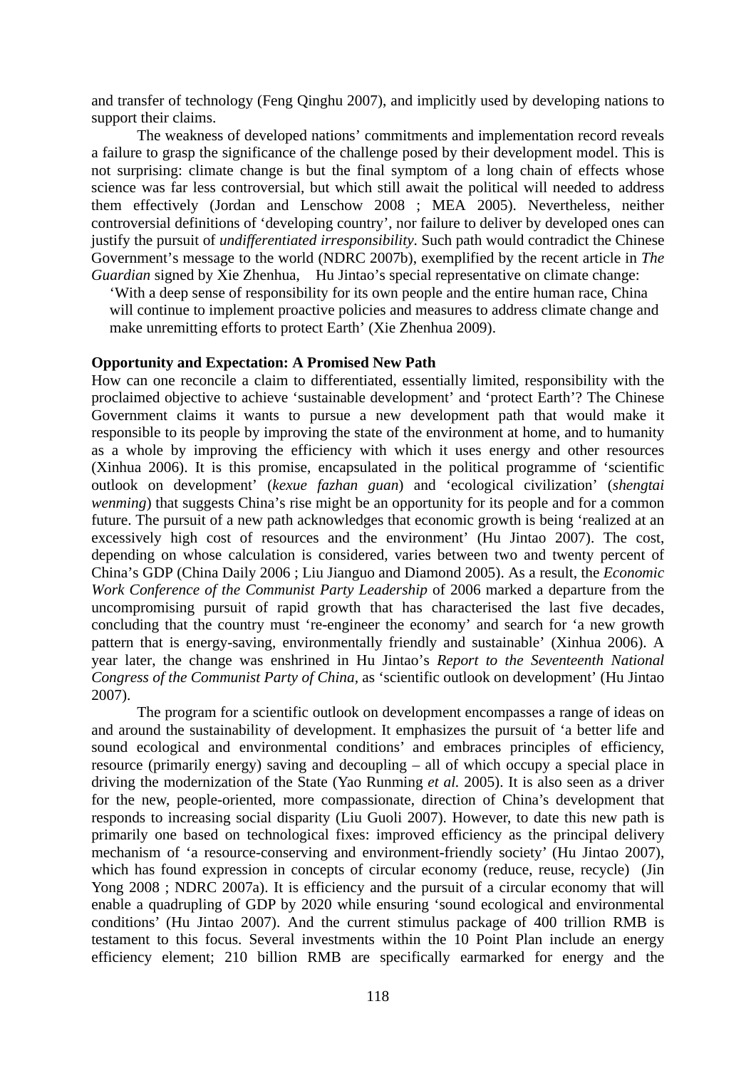and transfer of technology (Feng Qinghu 2007), and implicitly used by developing nations to support their claims.

The weakness of developed nations' commitments and implementation record reveals a failure to grasp the significance of the challenge posed by their development model. This is not surprising: climate change is but the final symptom of a long chain of effects whose science was far less controversial, but which still await the political will needed to address them effectively (Jordan and Lenschow 2008 ; MEA 2005). Nevertheless, neither controversial definitions of 'developing country', nor failure to deliver by developed ones can justify the pursuit of *undifferentiated irresponsibility*. Such path would contradict the Chinese Government's message to the world (NDRC 2007b), exemplified by the recent article in *The Guardian* signed by Xie Zhenhua, Hu Jintao's special representative on climate change:

> 'With a deep sense of responsibility for its own people and the entire human race, China will continue to implement proactive policies and measures to address climate change and make unremitting efforts to protect Earth' (Xie Zhenhua 2009).

**Opportunity and Expectation: A Promised New Path**

How can one reconcile a claim to differentiated, essentially limited, responsibility with the proclaimed objective to achieve 'sustainable development' and 'protect Earth'? The Chinese Government claims it wants to pursue a new development path that would make it responsible to its people by improving the state of the environment at home, and to humanity as a whole by improving the efficiency with which it uses energy and other resources (Xinhua 2006). It is this promise, encapsulated in the political programme of 'scientific outlook on development' (*kexue fazhan guan*) and 'ecological civilization' (*shengtai wenming*) that suggests China's rise might be an opportunity for its people and for a common future. The pursuit of a new path acknowledges that economic growth is being 'realized at an excessively high cost of resources and the environment' (Hu Jintao 2007). The cost, depending on whose calculation is considered, varies between two and twenty percent of China's GDP (China Daily 2006 ; Liu Jianguo and Diamond 2005). As a result, the *Economic Work Conference of the Communist Party Leadership* of 2006 marked a departure from the uncompromising pursuit of rapid growth that has characterised the last five decades, concluding that the country must 're-engineer the economy' and search for 'a new growth pattern that is energy-saving, environmentally friendly and sustainable' (Xinhua 2006). A year later, the change was enshrined in Hu Jintao's *Report to the Seventeenth National Congress of the Communist Party of China*, as 'scientific outlook on development' (Hu Jintao 2007).

The program for a scientific outlook on development encompasses a range of ideas on and around the sustainability of development. It emphasizes the pursuit of 'a better life and sound ecological and environmental conditions' and embraces principles of efficiency, resource (primarily energy) saving and decoupling – all of which occupy a special place in driving the modernization of the State (Yao Runming *et al.* 2005). It is also seen as a driver for the new, people-oriented, more compassionate, direction of China's development that responds to increasing social disparity (Liu Guoli 2007). However, to date this new path is primarily one based on technological fixes: improved efficiency as the principal delivery mechanism of 'a resource-conserving and environment-friendly society' (Hu Jintao 2007), which has found expression in concepts of circular economy (reduce, reuse, recycle) (Jin Yong 2008 ; NDRC 2007a). It is efficiency and the pursuit of a circular economy that will enable a quadrupling of GDP by 2020 while ensuring 'sound ecological and environmental conditions' (Hu Jintao 2007). And the current stimulus package of 400 trillion RMB is testament to this focus. Several investments within the 10 Point Plan include an energy efficiency element; 210 billion RMB are specifically earmarked for energy and the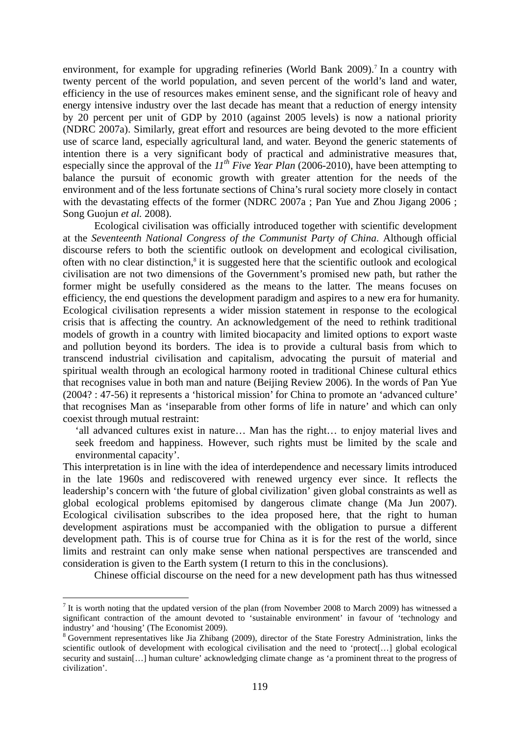environment, for example for upgrading refineries (World Bank 2009).[7] In a country with twenty percent of the world population, and seven percent of the world's land and water, efficiency in the use of resources makes eminent sense, and the significant role of heavy and energy intensive industry over the last decade has meant that a reduction of energy intensity by 20 percent per unit of GDP by 2010 (against 2005 levels) is now a national priority (NDRC 2007a). Similarly, great effort and resources are being devoted to the more efficient use of scarce land, especially agricultural land, and water. Beyond the generic statements of intention there is a very significant body of practical and administrative measures that, especially since the approval of the *11th Five Year Plan* (2006-2010), have been attempting to balance the pursuit of economic growth with greater attention for the needs of the environment and of the less fortunate sections of China's rural society more closely in contact with the devastating effects of the former (NDRC 2007a ; Pan Yue and Zhou Jigang 2006 ; Song Guojun *et al.* 2008).

Ecological civilisation was officially introduced together with scientific development at the *Seventeenth National Congress of the Communist Party of China*. Although official discourse refers to both the scientific outlook on development and ecological civilisation, often with no clear distinction,[8] it is suggested here that the scientific outlook and ecological civilisation are not two dimensions of the Government's promised new path, but rather the former might be usefully considered as the means to the latter. The means focuses on efficiency, the end questions the development paradigm and aspires to a new era for humanity. Ecological civilisation represents a wider mission statement in response to the ecological crisis that is affecting the country. An acknowledgement of the need to rethink traditional models of growth in a country with limited biocapacity and limited options to export waste and pollution beyond its borders. The idea is to provide a cultural basis from which to transcend industrial civilisation and capitalism, advocating the pursuit of material and spiritual wealth through an ecological harmony rooted in traditional Chinese cultural ethics that recognises value in both man and nature (Beijing Review 2006). In the words of Pan Yue (2004? : 47-56) it represents a 'historical mission' for China to promote an 'advanced culture' that recognises Man as 'inseparable from other forms of life in nature' and which can only coexist through mutual restraint:

> 'all advanced cultures exist in nature… Man has the right… to enjoy material lives and seek freedom and happiness. However, such rights must be limited by the scale and environmental capacity'.

This interpretation is in line with the idea of interdependence and necessary limits introduced in the late 1960s and rediscovered with renewed urgency ever since. It reflects the leadership's concern with 'the future of global civilization' given global constraints as well as global ecological problems epitomised by dangerous climate change (Ma Jun 2007). Ecological civilisation subscribes to the idea proposed here, that the right to human development aspirations must be accompanied with the obligation to pursue a different development path. This is of course true for China as it is for the rest of the world, since limits and restraint can only make sense when national perspectives are transcended and consideration is given to the Earth system (I return to this in the conclusions).

Chinese official discourse on the need for a new development path has thus witnessed

---

[7] It is worth noting that the updated version of the plan (from November 2008 to March 2009) has witnessed a significant contraction of the amount devoted to 'sustainable environment' in favour of 'technology and industry' and 'housing' (The Economist 2009).

[8] Government representatives like Jia Zhibang (2009), director of the State Forestry Administration, links the scientific outlook of development with ecological civilisation and the need to 'protect[…] global ecological security and sustain[…] human culture' acknowledging climate change as 'a prominent threat to the progress of civilization'.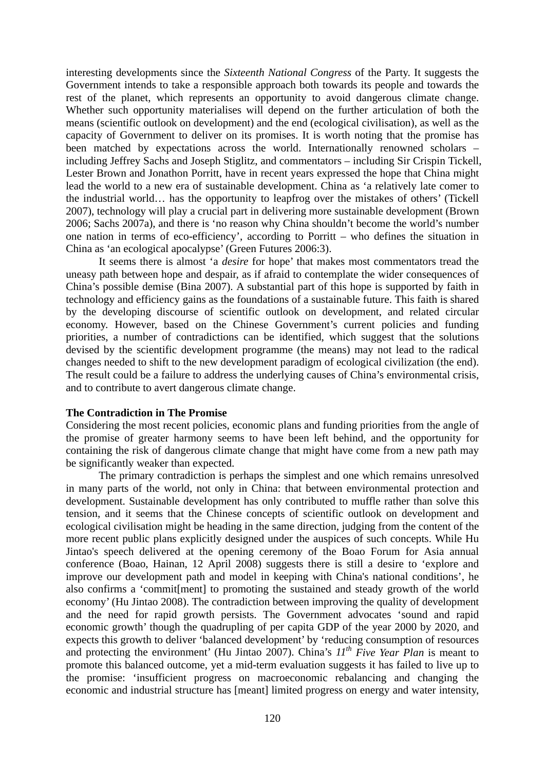interesting developments since the *Sixteenth National Congress* of the Party. It suggests the Government intends to take a responsible approach both towards its people and towards the rest of the planet, which represents an opportunity to avoid dangerous climate change. Whether such opportunity materialises will depend on the further articulation of both the means (scientific outlook on development) and the end (ecological civilisation), as well as the capacity of Government to deliver on its promises. It is worth noting that the promise has been matched by expectations across the world. Internationally renowned scholars – including Jeffrey Sachs and Joseph Stiglitz, and commentators – including Sir Crispin Tickell, Lester Brown and Jonathon Porritt, have in recent years expressed the hope that China might lead the world to a new era of sustainable development. China as 'a relatively late comer to the industrial world… has the opportunity to leapfrog over the mistakes of others' (Tickell 2007), technology will play a crucial part in delivering more sustainable development (Brown 2006; Sachs 2007a), and there is 'no reason why China shouldn't become the world's number one nation in terms of eco-efficiency', according to Porritt – who defines the situation in China as 'an ecological apocalypse' (Green Futures 2006:3).

It seems there is almost 'a *desire* for hope' that makes most commentators tread the uneasy path between hope and despair, as if afraid to contemplate the wider consequences of China's possible demise (Bina 2007). A substantial part of this hope is supported by faith in technology and efficiency gains as the foundations of a sustainable future. This faith is shared by the developing discourse of scientific outlook on development, and related circular economy. However, based on the Chinese Government's current policies and funding priorities, a number of contradictions can be identified, which suggest that the solutions devised by the scientific development programme (the means) may not lead to the radical changes needed to shift to the new development paradigm of ecological civilization (the end). The result could be a failure to address the underlying causes of China's environmental crisis, and to contribute to avert dangerous climate change.

**The Contradiction in The Promise**

Considering the most recent policies, economic plans and funding priorities from the angle of the promise of greater harmony seems to have been left behind, and the opportunity for containing the risk of dangerous climate change that might have come from a new path may be significantly weaker than expected.

The primary contradiction is perhaps the simplest and one which remains unresolved in many parts of the world, not only in China: that between environmental protection and development. Sustainable development has only contributed to muffle rather than solve this tension, and it seems that the Chinese concepts of scientific outlook on development and ecological civilisation might be heading in the same direction, judging from the content of the more recent public plans explicitly designed under the auspices of such concepts. While Hu Jintao's speech delivered at the opening ceremony of the Boao Forum for Asia annual conference (Boao, Hainan, 12 April 2008) suggests there is still a desire to 'explore and improve our development path and model in keeping with China's national conditions', he also confirms a 'commit[ment] to promoting the sustained and steady growth of the world economy' (Hu Jintao 2008). The contradiction between improving the quality of development and the need for rapid growth persists. The Government advocates 'sound and rapid economic growth' though the quadrupling of per capita GDP of the year 2000 by 2020, and expects this growth to deliver 'balanced development' by 'reducing consumption of resources and protecting the environment' (Hu Jintao 2007). China's *11th Five Year Plan* is meant to promote this balanced outcome, yet a mid-term evaluation suggests it has failed to live up to the promise: 'insufficient progress on macroeconomic rebalancing and changing the economic and industrial structure has [meant] limited progress on energy and water intensity,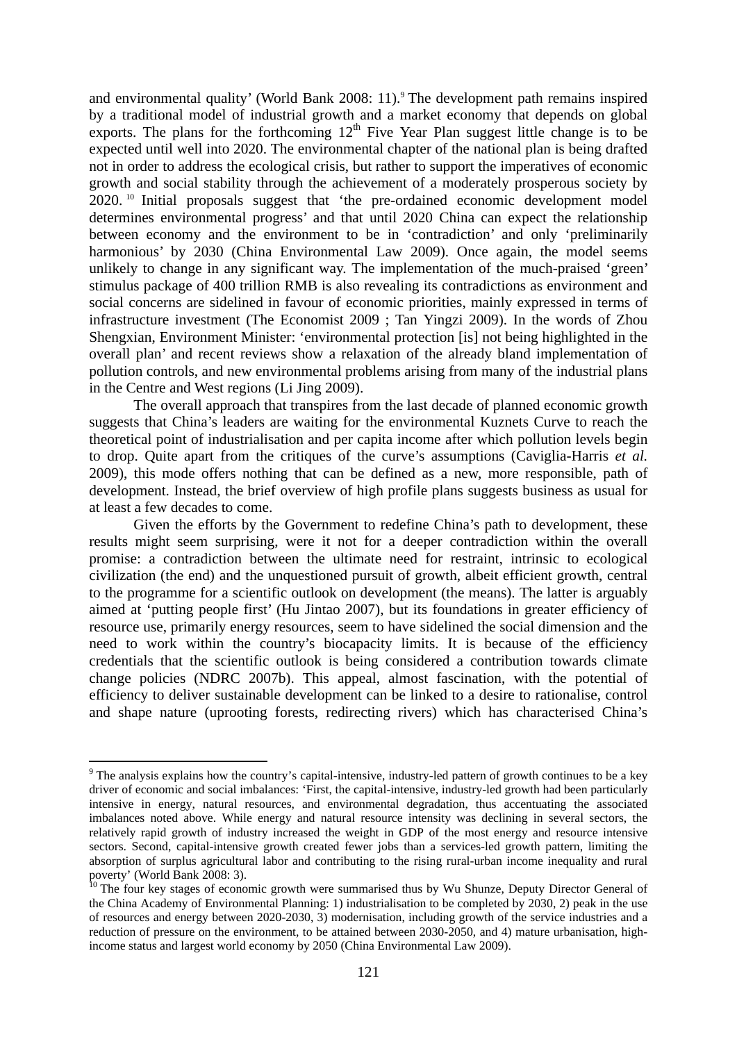and environmental quality' (World Bank 2008: 11).[9] The development path remains inspired by a traditional model of industrial growth and a market economy that depends on global exports. The plans for the forthcoming 12th Five Year Plan suggest little change is to be expected until well into 2020. The environmental chapter of the national plan is being drafted not in order to address the ecological crisis, but rather to support the imperatives of economic growth and social stability through the achievement of a moderately prosperous society by 2020.[10] Initial proposals suggest that 'the pre-ordained economic development model determines environmental progress' and that until 2020 China can expect the relationship between economy and the environment to be in 'contradiction' and only 'preliminarily harmonious' by 2030 (China Environmental Law 2009). Once again, the model seems unlikely to change in any significant way. The implementation of the much-praised 'green' stimulus package of 400 trillion RMB is also revealing its contradictions as environment and social concerns are sidelined in favour of economic priorities, mainly expressed in terms of infrastructure investment (The Economist 2009 ; Tan Yingzi 2009). In the words of Zhou Shengxian, Environment Minister: 'environmental protection [is] not being highlighted in the overall plan' and recent reviews show a relaxation of the already bland implementation of pollution controls, and new environmental problems arising from many of the industrial plans in the Centre and West regions (Li Jing 2009).

The overall approach that transpires from the last decade of planned economic growth suggests that China's leaders are waiting for the environmental Kuznets Curve to reach the theoretical point of industrialisation and per capita income after which pollution levels begin to drop. Quite apart from the critiques of the curve's assumptions (Caviglia-Harris *et al.* 2009), this mode offers nothing that can be defined as a new, more responsible, path of development. Instead, the brief overview of high profile plans suggests business as usual for at least a few decades to come.

Given the efforts by the Government to redefine China's path to development, these results might seem surprising, were it not for a deeper contradiction within the overall promise: a contradiction between the ultimate need for restraint, intrinsic to ecological civilization (the end) and the unquestioned pursuit of growth, albeit efficient growth, central to the programme for a scientific outlook on development (the means). The latter is arguably aimed at 'putting people first' (Hu Jintao 2007), but its foundations in greater efficiency of resource use, primarily energy resources, seem to have sidelined the social dimension and the need to work within the country's biocapacity limits. It is because of the efficiency credentials that the scientific outlook is being considered a contribution towards climate change policies (NDRC 2007b). This appeal, almost fascination, with the potential of efficiency to deliver sustainable development can be linked to a desire to rationalise, control and shape nature (uprooting forests, redirecting rivers) which has characterised China's

---

[9] The analysis explains how the country's capital-intensive, industry-led pattern of growth continues to be a key driver of economic and social imbalances: 'First, the capital-intensive, industry-led growth had been particularly intensive in energy, natural resources, and environmental degradation, thus accentuating the associated imbalances noted above. While energy and natural resource intensity was declining in several sectors, the relatively rapid growth of industry increased the weight in GDP of the most energy and resource intensive sectors. Second, capital-intensive growth created fewer jobs than a services-led growth pattern, limiting the absorption of surplus agricultural labor and contributing to the rising rural-urban income inequality and rural poverty' (World Bank 2008: 3).

[10] The four key stages of economic growth were summarised thus by Wu Shunze, Deputy Director General of the China Academy of Environmental Planning: 1) industrialisation to be completed by 2030, 2) peak in the use of resources and energy between 2020-2030, 3) modernisation, including growth of the service industries and a reduction of pressure on the environment, to be attained between 2030-2050, and 4) mature urbanisation, high-income status and largest world economy by 2050 (China Environmental Law 2009).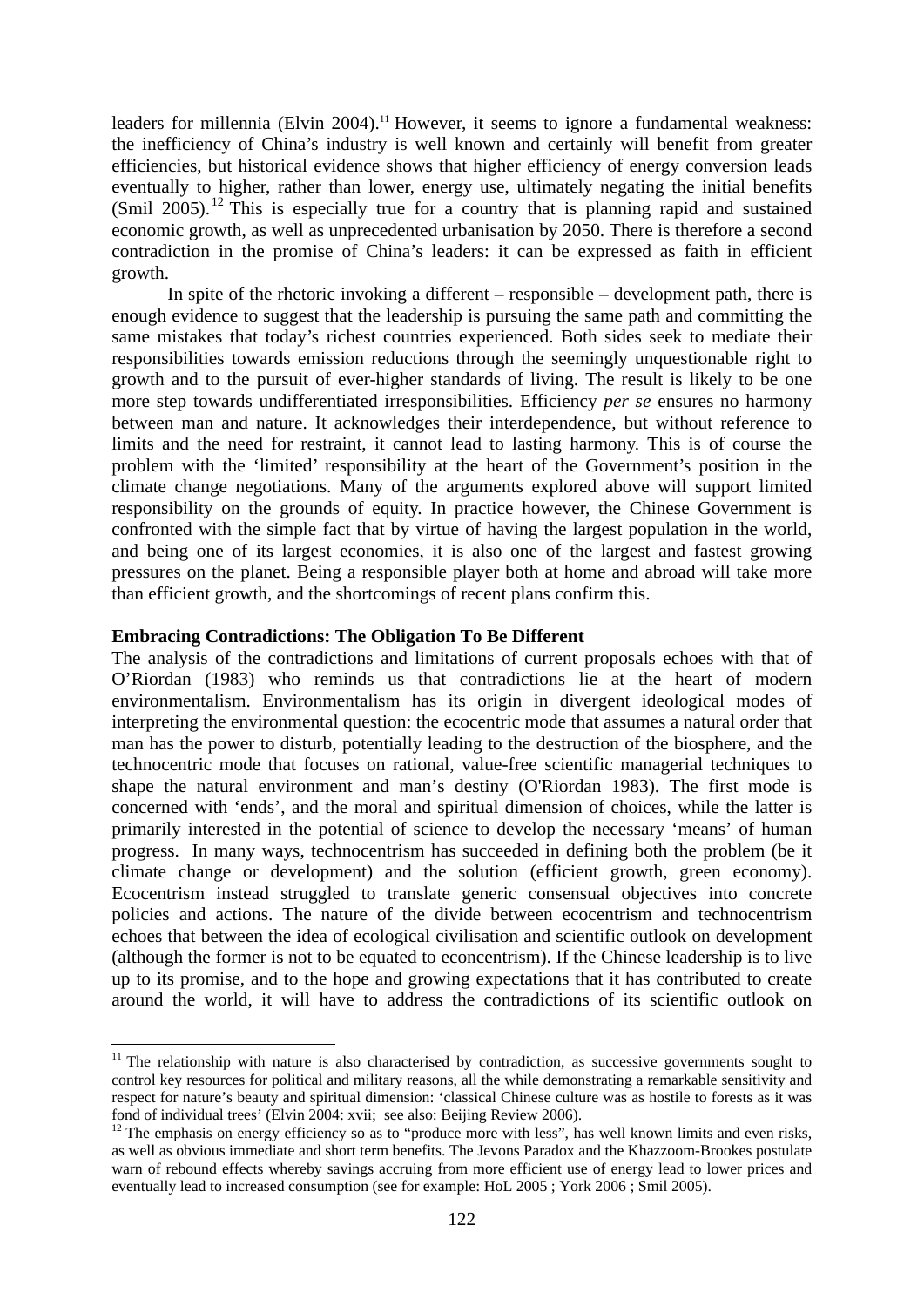leaders for millennia (Elvin 2004).[11] However, it seems to ignore a fundamental weakness: the inefficiency of China's industry is well known and certainly will benefit from greater efficiencies, but historical evidence shows that higher efficiency of energy conversion leads eventually to higher, rather than lower, energy use, ultimately negating the initial benefits (Smil 2005).[12] This is especially true for a country that is planning rapid and sustained economic growth, as well as unprecedented urbanisation by 2050. There is therefore a second contradiction in the promise of China's leaders: it can be expressed as faith in efficient growth.

In spite of the rhetoric invoking a different – responsible – development path, there is enough evidence to suggest that the leadership is pursuing the same path and committing the same mistakes that today's richest countries experienced. Both sides seek to mediate their responsibilities towards emission reductions through the seemingly unquestionable right to growth and to the pursuit of ever-higher standards of living. The result is likely to be one more step towards undifferentiated irresponsibilities. Efficiency *per se* ensures no harmony between man and nature. It acknowledges their interdependence, but without reference to limits and the need for restraint, it cannot lead to lasting harmony. This is of course the problem with the 'limited' responsibility at the heart of the Government's position in the climate change negotiations. Many of the arguments explored above will support limited responsibility on the grounds of equity. In practice however, the Chinese Government is confronted with the simple fact that by virtue of having the largest population in the world, and being one of its largest economies, it is also one of the largest and fastest growing pressures on the planet. Being a responsible player both at home and abroad will take more than efficient growth, and the shortcomings of recent plans confirm this.

**Embracing Contradictions: The Obligation To Be Different**

The analysis of the contradictions and limitations of current proposals echoes with that of O'Riordan (1983) who reminds us that contradictions lie at the heart of modern environmentalism. Environmentalism has its origin in divergent ideological modes of interpreting the environmental question: the ecocentric mode that assumes a natural order that man has the power to disturb, potentially leading to the destruction of the biosphere, and the technocentric mode that focuses on rational, value-free scientific managerial techniques to shape the natural environment and man's destiny (O'Riordan 1983). The first mode is concerned with 'ends', and the moral and spiritual dimension of choices, while the latter is primarily interested in the potential of science to develop the necessary 'means' of human progress. In many ways, technocentrism has succeeded in defining both the problem (be it climate change or development) and the solution (efficient growth, green economy). Ecocentrism instead struggled to translate generic consensual objectives into concrete policies and actions. The nature of the divide between ecocentrism and technocentrism echoes that between the idea of ecological civilisation and scientific outlook on development (although the former is not to be equated to ecocentrism). If the Chinese leadership is to live up to its promise, and to the hope and growing expectations that it has contributed to create around the world, it will have to address the contradictions of its scientific outlook on

[11] The relationship with nature is also characterised by contradiction, as successive governments sought to control key resources for political and military reasons, all the while demonstrating a remarkable sensitivity and respect for nature's beauty and spiritual dimension: 'classical Chinese culture was as hostile to forests as it was fond of individual trees' (Elvin 2004: xvii; see also: Beijing Review 2006).

[12] The emphasis on energy efficiency so as to "produce more with less", has well known limits and even risks, as well as obvious immediate and short term benefits. The Jevons Paradox and the Khazzoom-Brookes postulate warn of rebound effects whereby savings accruing from more efficient use of energy lead to lower prices and eventually lead to increased consumption (see for example: HoL 2005 ; York 2006 ; Smil 2005).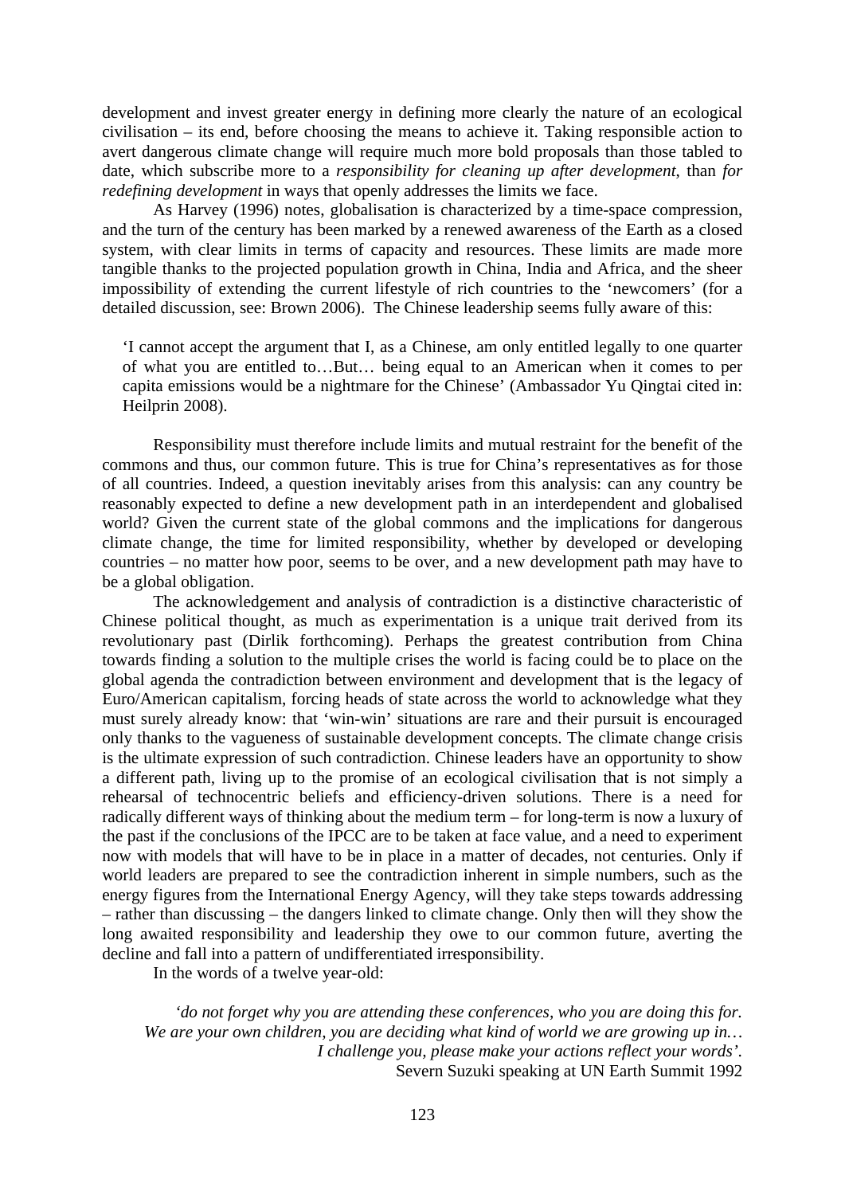development and invest greater energy in defining more clearly the nature of an ecological civilisation – its end, before choosing the means to achieve it. Taking responsible action to avert dangerous climate change will require much more bold proposals than those tabled to date, which subscribe more to a *responsibility for cleaning up after development*, than *for redefining development* in ways that openly addresses the limits we face.

As Harvey (1996) notes, globalisation is characterized by a time-space compression, and the turn of the century has been marked by a renewed awareness of the Earth as a closed system, with clear limits in terms of capacity and resources. These limits are made more tangible thanks to the projected population growth in China, India and Africa, and the sheer impossibility of extending the current lifestyle of rich countries to the 'newcomers' (for a detailed discussion, see: Brown 2006). The Chinese leadership seems fully aware of this:

> 'I cannot accept the argument that I, as a Chinese, am only entitled legally to one quarter of what you are entitled to…But… being equal to an American when it comes to per capita emissions would be a nightmare for the Chinese' (Ambassador Yu Qingtai cited in: Heilprin 2008).

Responsibility must therefore include limits and mutual restraint for the benefit of the commons and thus, our common future. This is true for China's representatives as for those of all countries. Indeed, a question inevitably arises from this analysis: can any country be reasonably expected to define a new development path in an interdependent and globalised world? Given the current state of the global commons and the implications for dangerous climate change, the time for limited responsibility, whether by developed or developing countries – no matter how poor, seems to be over, and a new development path may have to be a global obligation.

The acknowledgement and analysis of contradiction is a distinctive characteristic of Chinese political thought, as much as experimentation is a unique trait derived from its revolutionary past (Dirlik forthcoming). Perhaps the greatest contribution from China towards finding a solution to the multiple crises the world is facing could be to place on the global agenda the contradiction between environment and development that is the legacy of Euro/American capitalism, forcing heads of state across the world to acknowledge what they must surely already know: that 'win-win' situations are rare and their pursuit is encouraged only thanks to the vagueness of sustainable development concepts. The climate change crisis is the ultimate expression of such contradiction. Chinese leaders have an opportunity to show a different path, living up to the promise of an ecological civilisation that is not simply a rehearsal of technocentric beliefs and efficiency-driven solutions. There is a need for radically different ways of thinking about the medium term – for long-term is now a luxury of the past if the conclusions of the IPCC are to be taken at face value, and a need to experiment now with models that will have to be in place in a matter of decades, not centuries. Only if world leaders are prepared to see the contradiction inherent in simple numbers, such as the energy figures from the International Energy Agency, will they take steps towards addressing – rather than discussing – the dangers linked to climate change. Only then will they show the long awaited responsibility and leadership they owe to our common future, averting the decline and fall into a pattern of undifferentiated irresponsibility.

In the words of a twelve year-old:

> *'do not forget why you are attending these conferences, who you are doing this for. We are your own children, you are deciding what kind of world we are growing up in… I challenge you, please make your actions reflect your words'.*
>
> Severn Suzuki speaking at UN Earth Summit 1992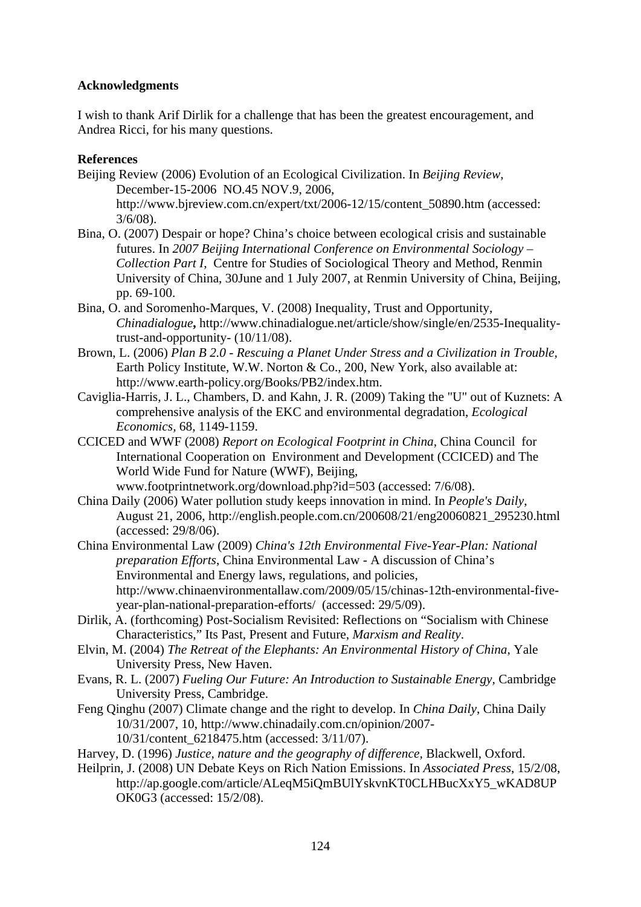**Acknowledgments**

I wish to thank Arif Dirlik for a challenge that has been the greatest encouragement, and Andrea Ricci, for his many questions.

**References**

Beijing Review (2006) Evolution of an Ecological Civilization. In *Beijing Review*, December-15-2006 NO.45 NOV.9, 2006, http://www.bjreview.com.cn/expert/txt/2006-12/15/content_50890.htm (accessed: 3/6/08).

Bina, O. (2007) Despair or hope? China's choice between ecological crisis and sustainable futures. In *2007 Beijing International Conference on Environmental Sociology – Collection Part I*, Centre for Studies of Sociological Theory and Method, Renmin University of China, 30June and 1 July 2007, at Renmin University of China, Beijing, pp. 69-100.

Bina, O. and Soromenho-Marques, V. (2008) Inequality, Trust and Opportunity, ***Chinadialogue*,** http://www.chinadialogue.net/article/show/single/en/2535-Inequality-trust-and-opportunity- (10/11/08).

Brown, L. (2006) *Plan B 2.0 - Rescuing a Planet Under Stress and a Civilization in Trouble*, Earth Policy Institute, W.W. Norton & Co., 200, New York, also available at: http://www.earth-policy.org/Books/PB2/index.htm.

Caviglia-Harris, J. L., Chambers, D. and Kahn, J. R. (2009) Taking the "U" out of Kuznets: A comprehensive analysis of the EKC and environmental degradation, *Ecological Economics*, 68, 1149-1159.

CCICED and WWF (2008) *Report on Ecological Footprint in China*, China Council for International Cooperation on Environment and Development (CCICED) and The World Wide Fund for Nature (WWF), Beijing, www.footprintnetwork.org/download.php?id=503 (accessed: 7/6/08).

China Daily (2006) Water pollution study keeps innovation in mind. In *People's Daily*, August 21, 2006, http://english.people.com.cn/200608/21/eng20060821_295230.html (accessed: 29/8/06).

China Environmental Law (2009) *China's 12th Environmental Five-Year-Plan: National preparation Efforts*, China Environmental Law - A discussion of China's Environmental and Energy laws, regulations, and policies, http://www.chinaenvironmentallaw.com/2009/05/15/chinas-12th-environmental-five-year-plan-national-preparation-efforts/ (accessed: 29/5/09).

Dirlik, A. (forthcoming) Post-Socialism Revisited: Reflections on "Socialism with Chinese Characteristics," Its Past, Present and Future, *Marxism and Reality*.

Elvin, M. (2004) *The Retreat of the Elephants: An Environmental History of China*, Yale University Press, New Haven.

Evans, R. L. (2007) *Fueling Our Future: An Introduction to Sustainable Energy*, Cambridge University Press, Cambridge.

Feng Qinghu (2007) Climate change and the right to develop. In *China Daily*, China Daily 10/31/2007, 10, http://www.chinadaily.com.cn/opinion/2007-10/31/content_6218475.htm (accessed: 3/11/07).

Harvey, D. (1996) *Justice, nature and the geography of difference*, Blackwell, Oxford.

Heilprin, J. (2008) UN Debate Keys on Rich Nation Emissions. In *Associated Press*, 15/2/08, http://ap.google.com/article/ALeqM5iQmBUlYskvnKT0CLHBucXxY5_wKAD8UPOK0G3 (accessed: 15/2/08).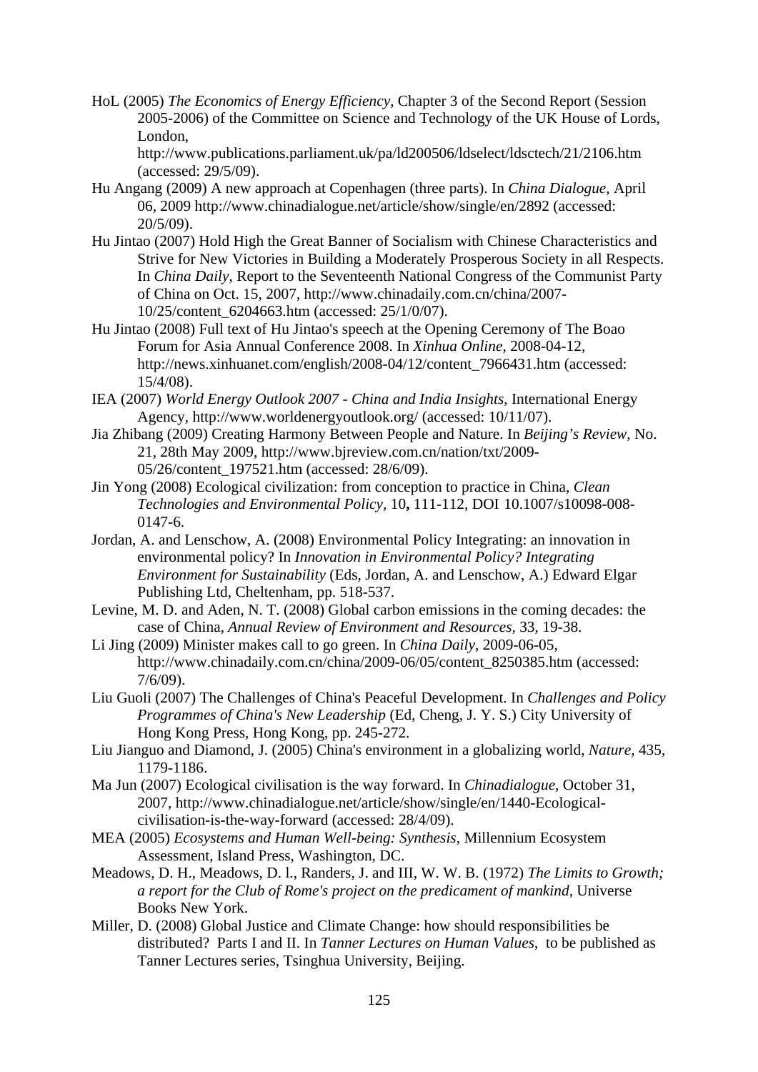HoL (2005) *The Economics of Energy Efficiency*, Chapter 3 of the Second Report (Session 2005-2006) of the Committee on Science and Technology of the UK House of Lords, London, http://www.publications.parliament.uk/pa/ld200506/ldselect/ldsctech/21/2106.htm (accessed: 29/5/09).

Hu Angang (2009) A new approach at Copenhagen (three parts). In *China Dialogue*, April 06, 2009 http://www.chinadialogue.net/article/show/single/en/2892 (accessed: 20/5/09).

Hu Jintao (2007) Hold High the Great Banner of Socialism with Chinese Characteristics and Strive for New Victories in Building a Moderately Prosperous Society in all Respects. In *China Daily*, Report to the Seventeenth National Congress of the Communist Party of China on Oct. 15, 2007, http://www.chinadaily.com.cn/china/2007-10/25/content_6204663.htm (accessed: 25/1/0/07).

Hu Jintao (2008) Full text of Hu Jintao's speech at the Opening Ceremony of The Boao Forum for Asia Annual Conference 2008. In *Xinhua Online*, 2008-04-12, http://news.xinhuanet.com/english/2008-04/12/content_7966431.htm (accessed: 15/4/08).

IEA (2007) *World Energy Outlook 2007 - China and India Insights*, International Energy Agency, http://www.worldenergyoutlook.org/ (accessed: 10/11/07).

Jia Zhibang (2009) Creating Harmony Between People and Nature. In *Beijing's Review*, No. 21, 28th May 2009, http://www.bjreview.com.cn/nation/txt/2009-05/26/content_197521.htm (accessed: 28/6/09).

Jin Yong (2008) Ecological civilization: from conception to practice in China, *Clean Technologies and Environmental Policy*, 10**,** 111-112, DOI 10.1007/s10098-008-0147-6.

Jordan, A. and Lenschow, A. (2008) Environmental Policy Integrating: an innovation in environmental policy? In *Innovation in Environmental Policy? Integrating Environment for Sustainability* (Eds, Jordan, A. and Lenschow, A.) Edward Elgar Publishing Ltd, Cheltenham, pp. 518-537.

Levine, M. D. and Aden, N. T. (2008) Global carbon emissions in the coming decades: the case of China, *Annual Review of Environment and Resources*, 33, 19-38.

Li Jing (2009) Minister makes call to go green. In *China Daily*, 2009-06-05, http://www.chinadaily.com.cn/china/2009-06/05/content_8250385.htm (accessed: 7/6/09).

Liu Guoli (2007) The Challenges of China's Peaceful Development. In *Challenges and Policy Programmes of China's New Leadership* (Ed, Cheng, J. Y. S.) City University of Hong Kong Press, Hong Kong, pp. 245-272.

Liu Jianguo and Diamond, J. (2005) China's environment in a globalizing world, *Nature*, 435, 1179-1186.

Ma Jun (2007) Ecological civilisation is the way forward. In *Chinadialogue*, October 31, 2007, http://www.chinadialogue.net/article/show/single/en/1440-Ecological-civilisation-is-the-way-forward (accessed: 28/4/09).

MEA (2005) *Ecosystems and Human Well-being: Synthesis*, Millennium Ecosystem Assessment, Island Press, Washington, DC.

Meadows, D. H., Meadows, D. l., Randers, J. and III, W. W. B. (1972) *The Limits to Growth; a report for the Club of Rome's project on the predicament of mankind*, Universe Books New York.

Miller, D. (2008) Global Justice and Climate Change: how should responsibilities be distributed? Parts I and II. In *Tanner Lectures on Human Values*, to be published as Tanner Lectures series, Tsinghua University, Beijing.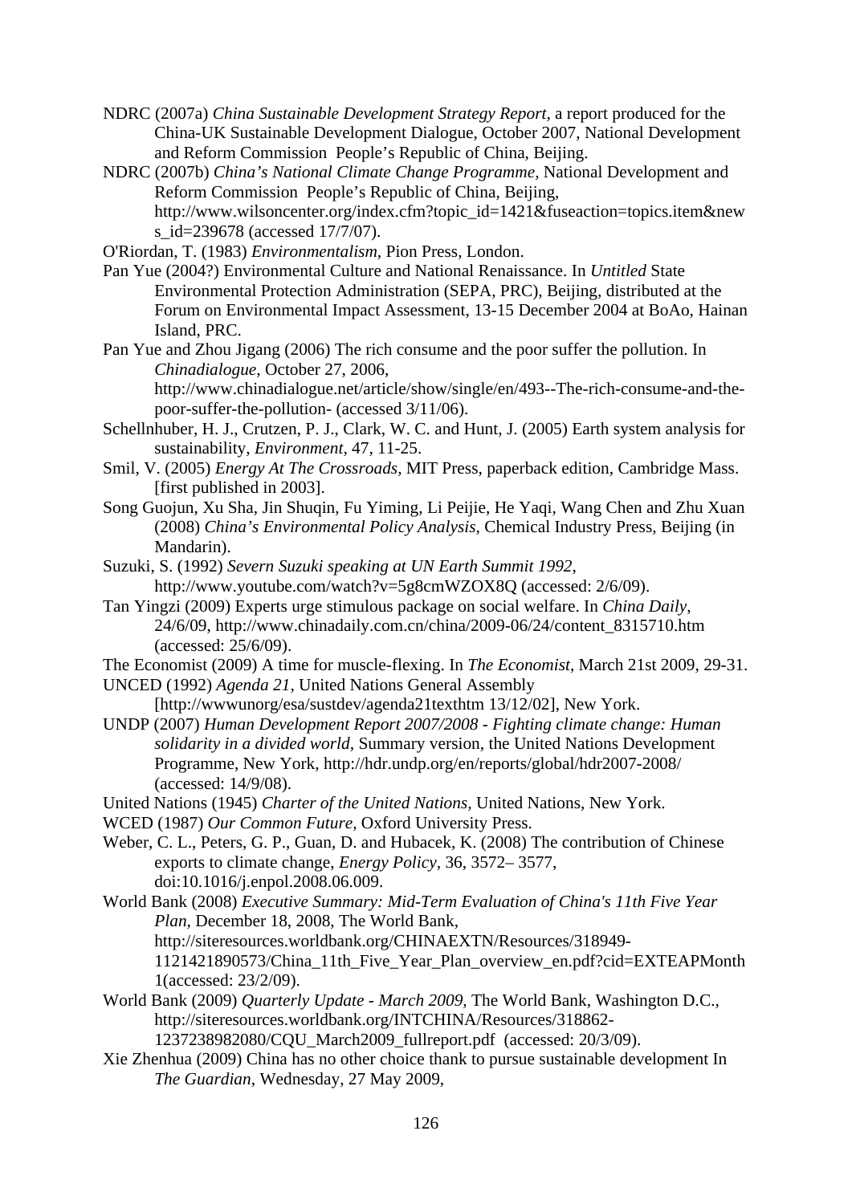NDRC (2007a) *China Sustainable Development Strategy Report*, a report produced for the China-UK Sustainable Development Dialogue, October 2007, National Development and Reform Commission People's Republic of China, Beijing.

NDRC (2007b) *China's National Climate Change Programme*, National Development and Reform Commission People's Republic of China, Beijing, http://www.wilsoncenter.org/index.cfm?topic_id=1421&fuseaction=topics.item&news_id=239678 (accessed 17/7/07).

O'Riordan, T. (1983) *Environmentalism*, Pion Press, London.

Pan Yue (2004?) Environmental Culture and National Renaissance. In *Untitled* State Environmental Protection Administration (SEPA, PRC), Beijing, distributed at the Forum on Environmental Impact Assessment, 13-15 December 2004 at BoAo, Hainan Island, PRC.

Pan Yue and Zhou Jigang (2006) The rich consume and the poor suffer the pollution. In *Chinadialogue*, October 27, 2006, http://www.chinadialogue.net/article/show/single/en/493--The-rich-consume-and-the-poor-suffer-the-pollution- (accessed 3/11/06).

Schellnhuber, H. J., Crutzen, P. J., Clark, W. C. and Hunt, J. (2005) Earth system analysis for sustainability, *Environment*, 47, 11-25.

Smil, V. (2005) *Energy At The Crossroads*, MIT Press, paperback edition, Cambridge Mass. [first published in 2003].

Song Guojun, Xu Sha, Jin Shuqin, Fu Yiming, Li Peijie, He Yaqi, Wang Chen and Zhu Xuan (2008) *China's Environmental Policy Analysis*, Chemical Industry Press, Beijing (in Mandarin).

Suzuki, S. (1992) *Severn Suzuki speaking at UN Earth Summit 1992*, http://www.youtube.com/watch?v=5g8cmWZOX8Q (accessed: 2/6/09).

Tan Yingzi (2009) Experts urge stimulous package on social welfare. In *China Daily*, 24/6/09, http://www.chinadaily.com.cn/china/2009-06/24/content_8315710.htm (accessed: 25/6/09).

The Economist (2009) A time for muscle-flexing. In *The Economist*, March 21st 2009, 29-31.

UNCED (1992) *Agenda 21*, United Nations General Assembly [http://wwwunorg/esa/sustdev/agenda21texthtm 13/12/02], New York.

UNDP (2007) *Human Development Report 2007/2008 - Fighting climate change: Human solidarity in a divided world*, Summary version, the United Nations Development Programme, New York, http://hdr.undp.org/en/reports/global/hdr2007-2008/ (accessed: 14/9/08).

United Nations (1945) *Charter of the United Nations*, United Nations, New York.

WCED (1987) *Our Common Future*, Oxford University Press.

Weber, C. L., Peters, G. P., Guan, D. and Hubacek, K. (2008) The contribution of Chinese exports to climate change, *Energy Policy*, 36, 3572– 3577, doi:10.1016/j.enpol.2008.06.009.

World Bank (2008) *Executive Summary: Mid-Term Evaluation of China's 11th Five Year Plan*, December 18, 2008, The World Bank, http://siteresources.worldbank.org/CHINAEXTN/Resources/318949-1121421890573/China_11th_Five_Year_Plan_overview_en.pdf?cid=EXTEAPMonth1(accessed: 23/2/09).

World Bank (2009) *Quarterly Update - March 2009*, The World Bank, Washington D.C., http://siteresources.worldbank.org/INTCHINA/Resources/318862-1237238982080/CQU_March2009_fullreport.pdf (accessed: 20/3/09).

Xie Zhenhua (2009) China has no other choice thank to pursue sustainable development In *The Guardian*, Wednesday, 27 May 2009,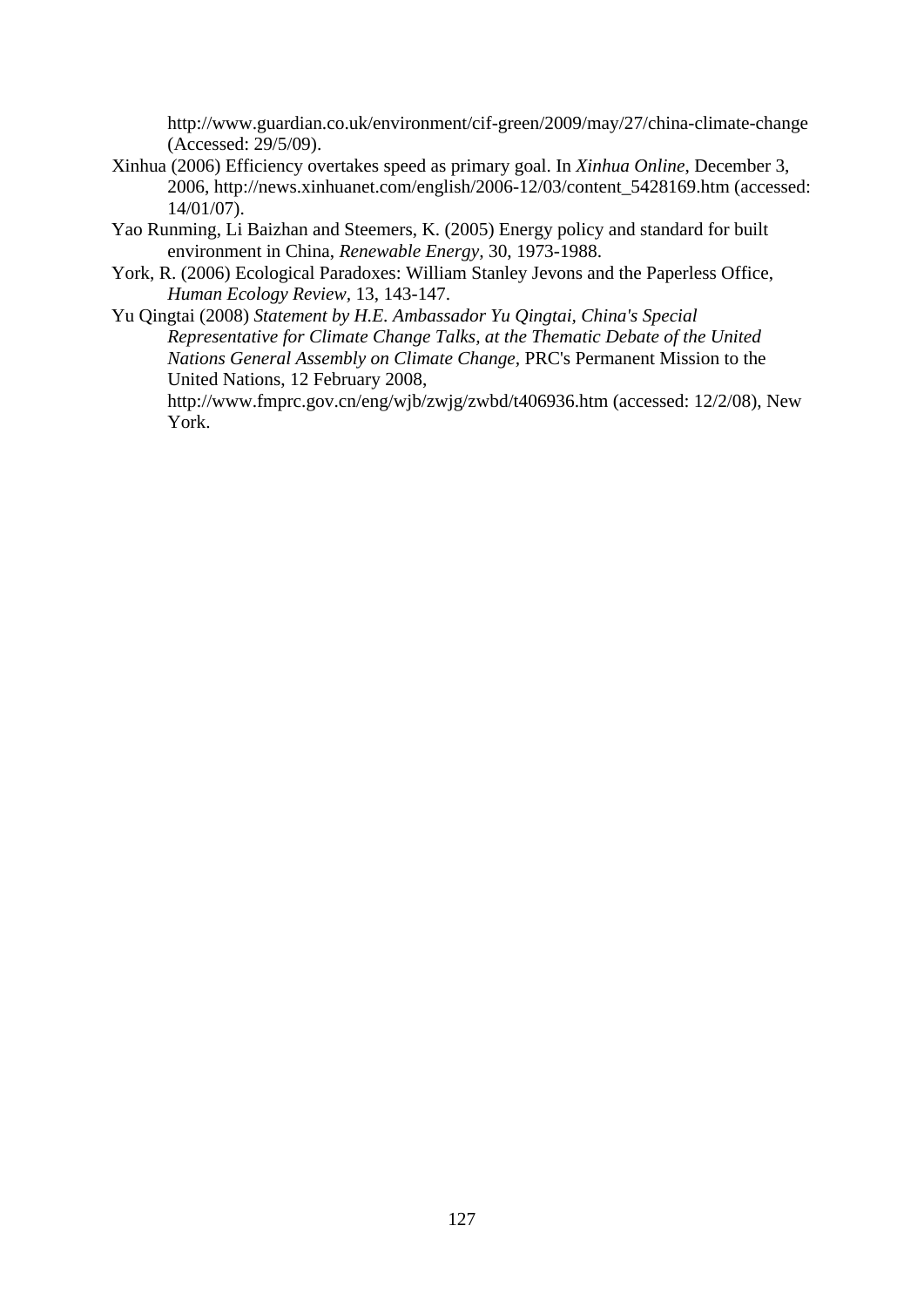http://www.guardian.co.uk/environment/cif-green/2009/may/27/china-climate-change (Accessed: 29/5/09).

Xinhua (2006) Efficiency overtakes speed as primary goal. In *Xinhua Online*, December 3, 2006, http://news.xinhuanet.com/english/2006-12/03/content_5428169.htm (accessed: 14/01/07).

Yao Runming, Li Baizhan and Steemers, K. (2005) Energy policy and standard for built environment in China, *Renewable Energy*, 30, 1973-1988.

York, R. (2006) Ecological Paradoxes: William Stanley Jevons and the Paperless Office, *Human Ecology Review*, 13, 143-147.

Yu Qingtai (2008) *Statement by H.E. Ambassador Yu Qingtai, China's Special Representative for Climate Change Talks, at the Thematic Debate of the United Nations General Assembly on Climate Change*, PRC's Permanent Mission to the United Nations, 12 February 2008, http://www.fmprc.gov.cn/eng/wjb/zwjg/zwbd/t406936.htm (accessed: 12/2/08), New York.